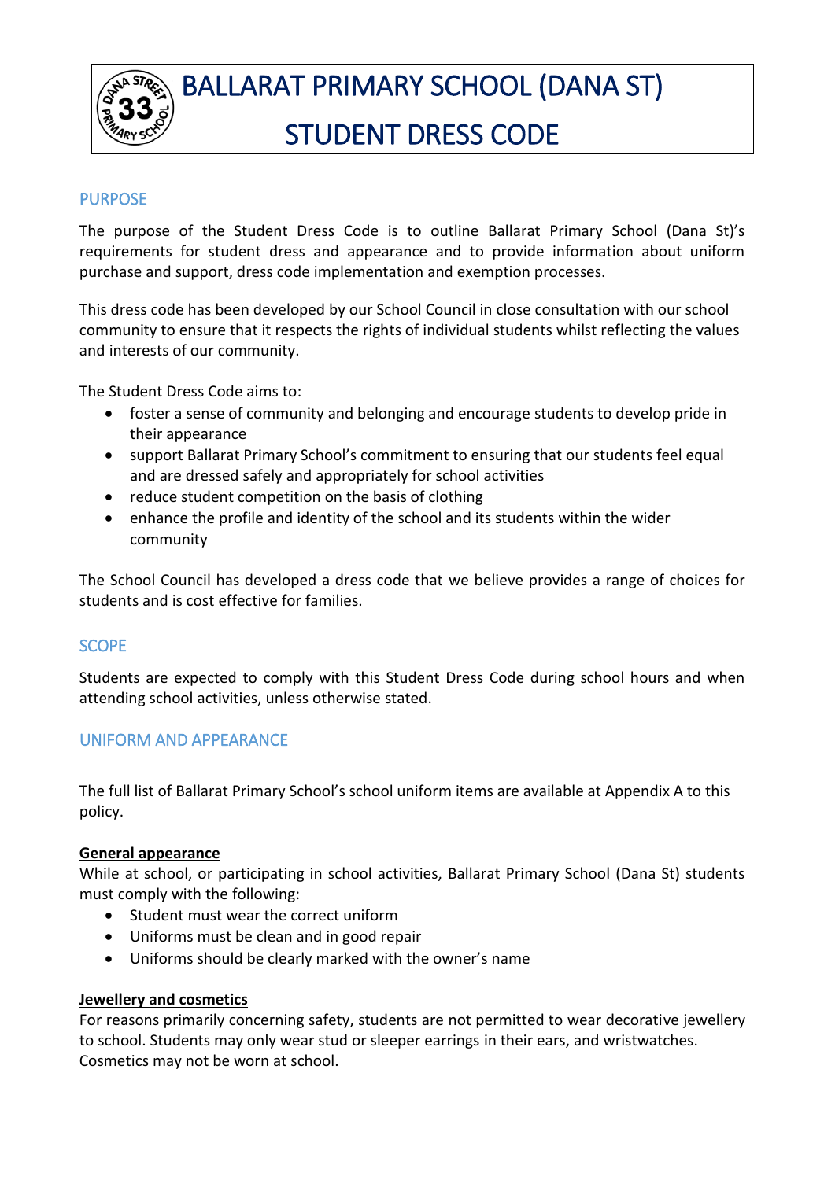# BALLARAT PRIMARY SCHOOL (DANA ST)
# STUDENT DRESS CODE

## PURPOSE

The purpose of the Student Dress Code is to outline Ballarat Primary School (Dana St)'s requirements for student dress and appearance and to provide information about uniform purchase and support, dress code implementation and exemption processes.

This dress code has been developed by our School Council in close consultation with our school community to ensure that it respects the rights of individual students whilst reflecting the values and interests of our community.

The Student Dress Code aims to:

- foster a sense of community and belonging and encourage students to develop pride in their appearance
- support Ballarat Primary School's commitment to ensuring that our students feel equal and are dressed safely and appropriately for school activities
- reduce student competition on the basis of clothing
- enhance the profile and identity of the school and its students within the wider community

The School Council has developed a dress code that we believe provides a range of choices for students and is cost effective for families.

## SCOPE

Students are expected to comply with this Student Dress Code during school hours and when attending school activities, unless otherwise stated.

## UNIFORM AND APPEARANCE

The full list of Ballarat Primary School's school uniform items are available at Appendix A to this policy.

**General appearance**

While at school, or participating in school activities, Ballarat Primary School (Dana St) students must comply with the following:

- Student must wear the correct uniform
- Uniforms must be clean and in good repair
- Uniforms should be clearly marked with the owner's name

**Jewellery and cosmetics**

For reasons primarily concerning safety, students are not permitted to wear decorative jewellery to school. Students may only wear stud or sleeper earrings in their ears, and wristwatches. Cosmetics may not be worn at school.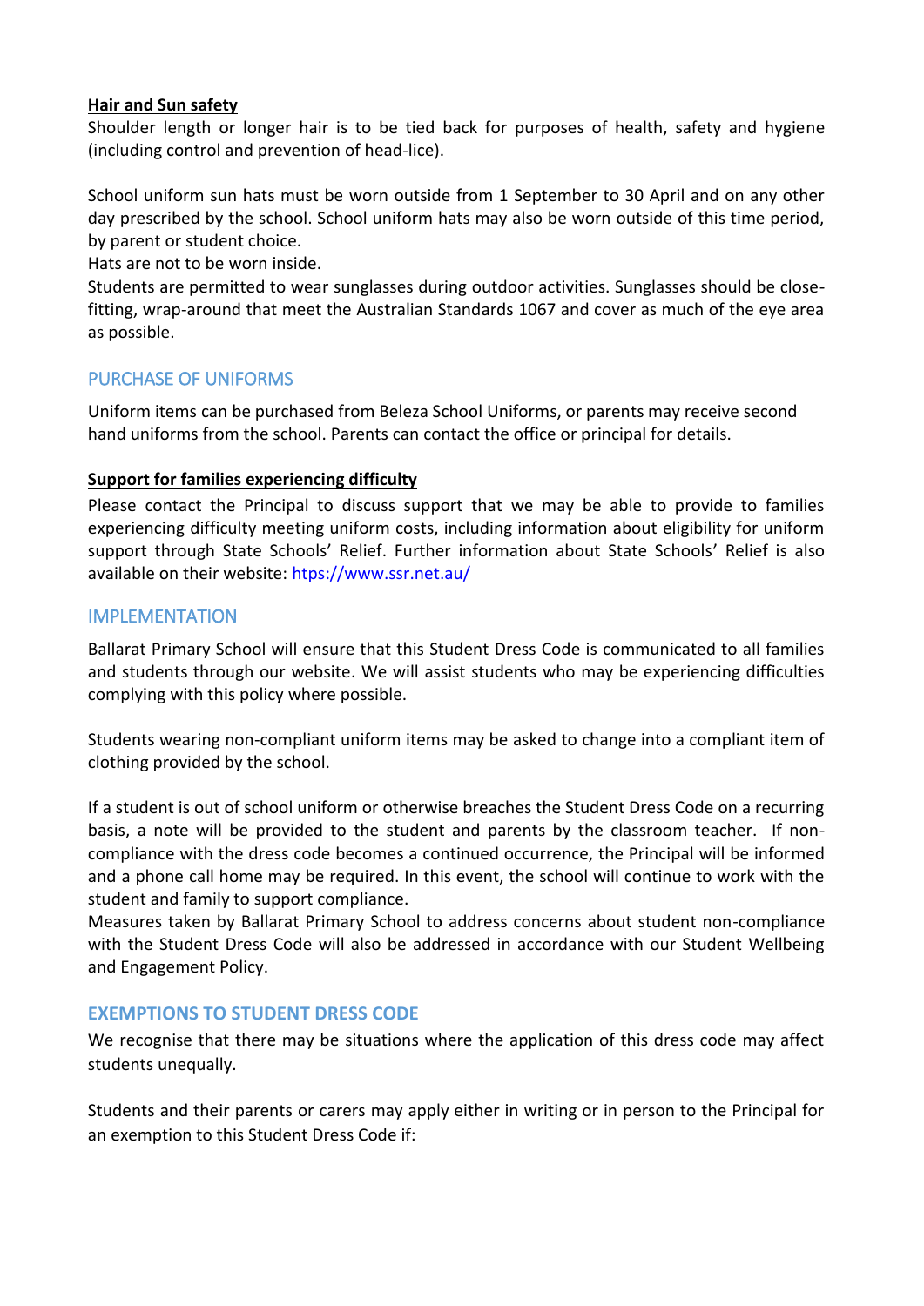**Hair and Sun safety**

Shoulder length or longer hair is to be tied back for purposes of health, safety and hygiene (including control and prevention of head-lice).

School uniform sun hats must be worn outside from 1 September to 30 April and on any other day prescribed by the school. School uniform hats may also be worn outside of this time period, by parent or student choice.

Hats are not to be worn inside.

Students are permitted to wear sunglasses during outdoor activities. Sunglasses should be close-fitting, wrap-around that meet the Australian Standards 1067 and cover as much of the eye area as possible.

## PURCHASE OF UNIFORMS

Uniform items can be purchased from Beleza School Uniforms, or parents may receive second hand uniforms from the school. Parents can contact the office or principal for details.

**Support for families experiencing difficulty**

Please contact the Principal to discuss support that we may be able to provide to families experiencing difficulty meeting uniform costs, including information about eligibility for uniform support through State Schools' Relief. Further information about State Schools' Relief is also available on their website: [htps://www.ssr.net.au/](https://www.ssr.net.au/)

## IMPLEMENTATION

Ballarat Primary School will ensure that this Student Dress Code is communicated to all families and students through our website. We will assist students who may be experiencing difficulties complying with this policy where possible.

Students wearing non-compliant uniform items may be asked to change into a compliant item of clothing provided by the school.

If a student is out of school uniform or otherwise breaches the Student Dress Code on a recurring basis, a note will be provided to the student and parents by the classroom teacher. If non-compliance with the dress code becomes a continued occurrence, the Principal will be informed and a phone call home may be required. In this event, the school will continue to work with the student and family to support compliance.

Measures taken by Ballarat Primary School to address concerns about student non-compliance with the Student Dress Code will also be addressed in accordance with our Student Wellbeing and Engagement Policy.

## EXEMPTIONS TO STUDENT DRESS CODE

We recognise that there may be situations where the application of this dress code may affect students unequally.

Students and their parents or carers may apply either in writing or in person to the Principal for an exemption to this Student Dress Code if: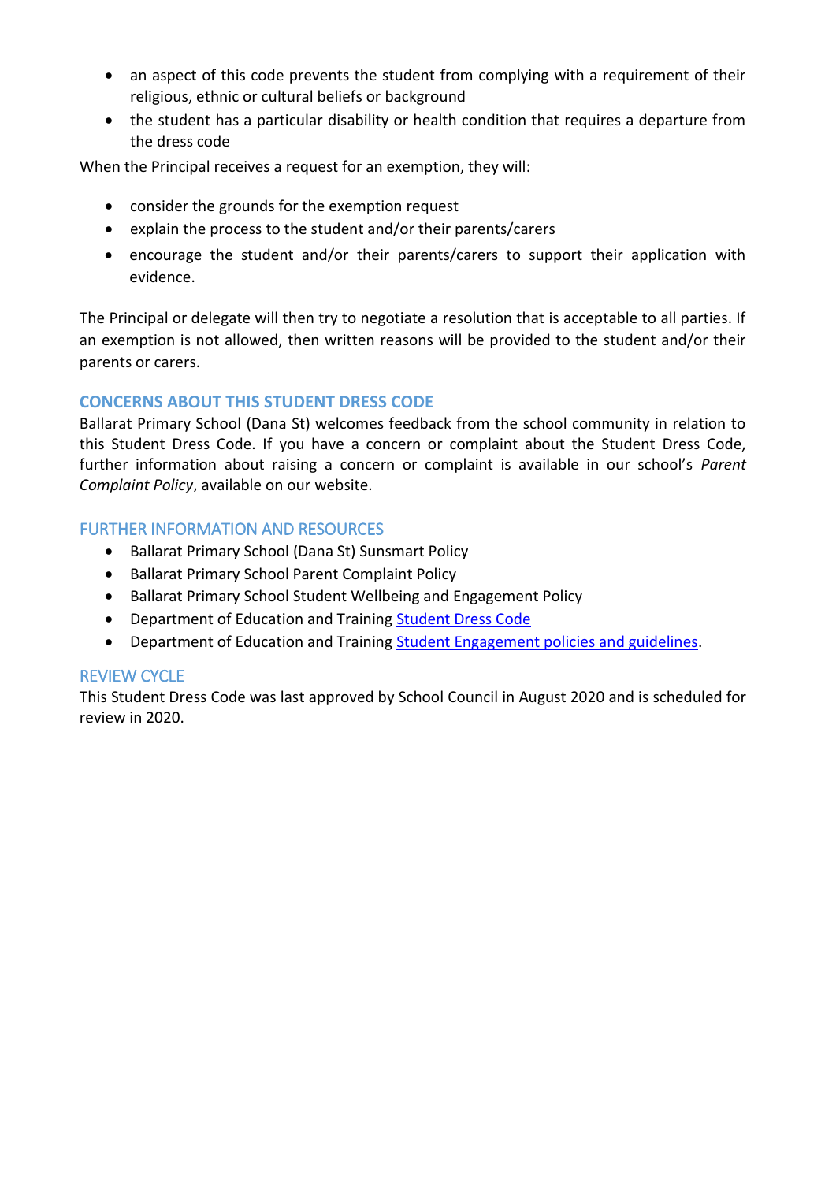- an aspect of this code prevents the student from complying with a requirement of their religious, ethnic or cultural beliefs or background
- the student has a particular disability or health condition that requires a departure from the dress code

When the Principal receives a request for an exemption, they will:

- consider the grounds for the exemption request
- explain the process to the student and/or their parents/carers
- encourage the student and/or their parents/carers to support their application with evidence.

The Principal or delegate will then try to negotiate a resolution that is acceptable to all parties. If an exemption is not allowed, then written reasons will be provided to the student and/or their parents or carers.

## CONCERNS ABOUT THIS STUDENT DRESS CODE

Ballarat Primary School (Dana St) welcomes feedback from the school community in relation to this Student Dress Code. If you have a concern or complaint about the Student Dress Code, further information about raising a concern or complaint is available in our school's *Parent Complaint Policy*, available on our website.

## FURTHER INFORMATION AND RESOURCES

- Ballarat Primary School (Dana St) Sunsmart Policy
- Ballarat Primary School Parent Complaint Policy
- Ballarat Primary School Student Wellbeing and Engagement Policy
- Department of Education and Training Student Dress Code
- Department of Education and Training Student Engagement policies and guidelines.

## REVIEW CYCLE

This Student Dress Code was last approved by School Council in August 2020 and is scheduled for review in 2020.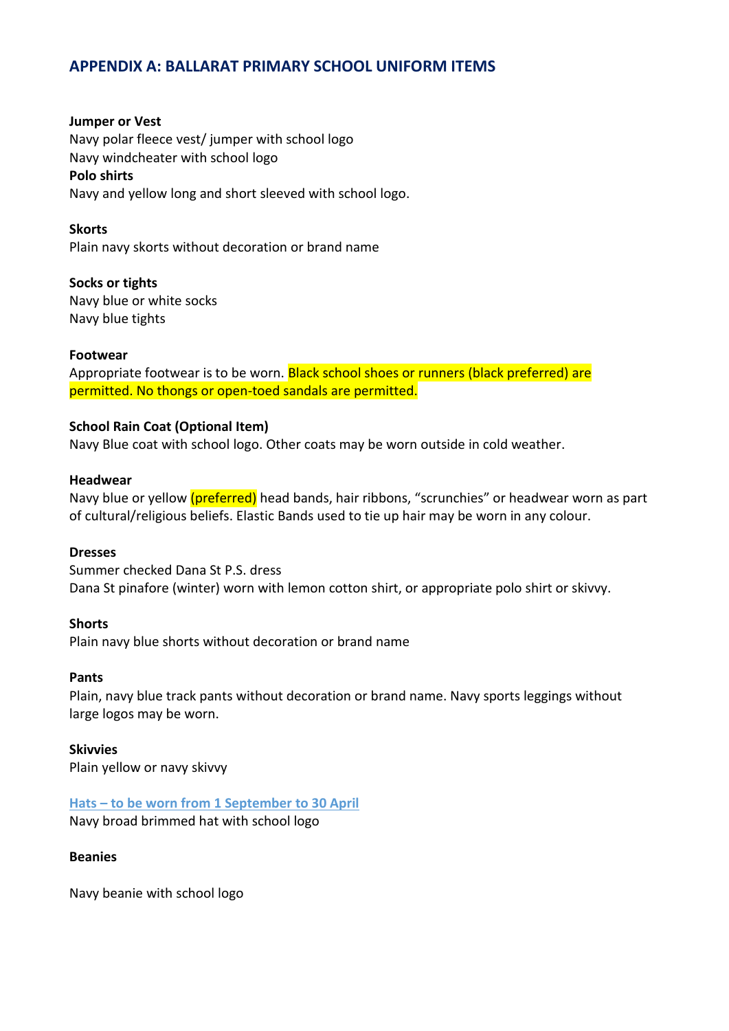## APPENDIX A: BALLARAT PRIMARY SCHOOL UNIFORM ITEMS

**Jumper or Vest**
Navy polar fleece vest/ jumper with school logo
Navy windcheater with school logo
**Polo shirts**
Navy and yellow long and short sleeved with school logo.

**Skorts**
Plain navy skorts without decoration or brand name

**Socks or tights**
Navy blue or white socks
Navy blue tights

**Footwear**
Appropriate footwear is to be worn. Black school shoes or runners (black preferred) are permitted. No thongs or open-toed sandals are permitted.

**School Rain Coat (Optional Item)**
Navy Blue coat with school logo. Other coats may be worn outside in cold weather.

**Headwear**
Navy blue or yellow (preferred) head bands, hair ribbons, "scrunchies" or headwear worn as part of cultural/religious beliefs. Elastic Bands used to tie up hair may be worn in any colour.

**Dresses**
Summer checked Dana St P.S. dress
Dana St pinafore (winter) worn with lemon cotton shirt, or appropriate polo shirt or skivvy.

**Shorts**
Plain navy blue shorts without decoration or brand name

**Pants**
Plain, navy blue track pants without decoration or brand name. Navy sports leggings without large logos may be worn.

**Skivvies**
Plain yellow or navy skivvy

**Hats – to be worn from 1 September to 30 April**
Navy broad brimmed hat with school logo

**Beanies**

Navy beanie with school logo